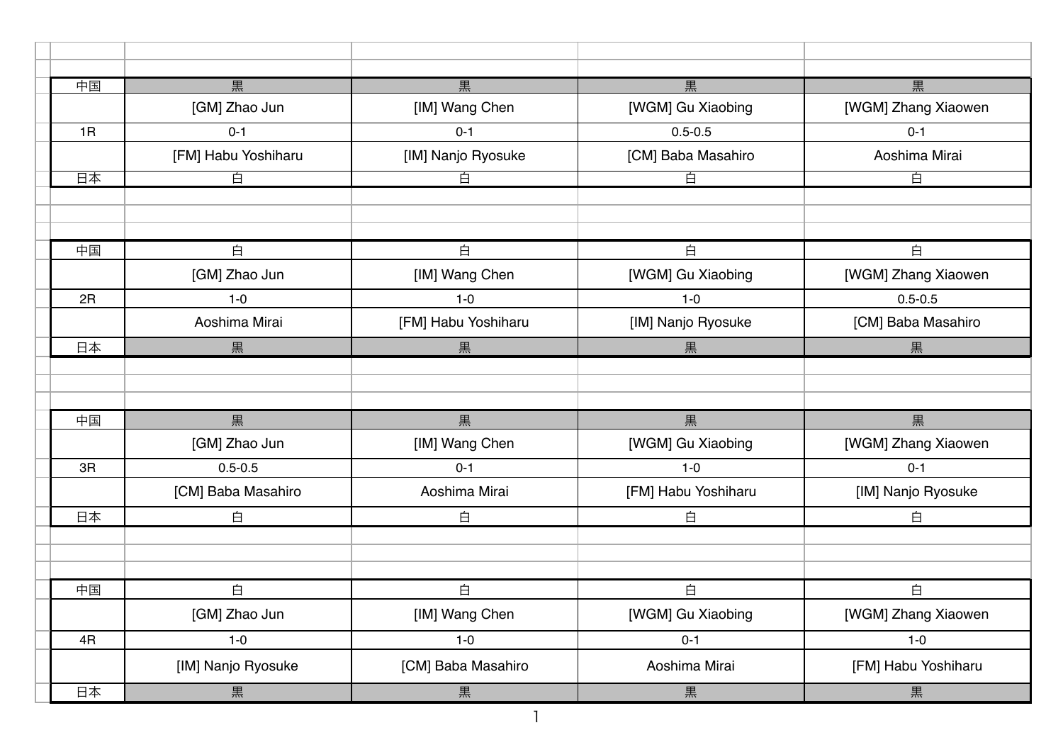| 中国 | 黒 | 黒 | 黒 | 黒 |
|---|---|---|---|---|
| | [GM] Zhao Jun | [IM] Wang Chen | [WGM] Gu Xiaobing | [WGM] Zhang Xiaowen |
| 1R | 0-1 | 0-1 | 0.5-0.5 | 0-1 |
| | [FM] Habu Yoshiharu | [IM] Nanjo Ryosuke | [CM] Baba Masahiro | Aoshima Mirai |
| 日本 | 白 | 白 | 白 | 白 |

| 中国 | 白 | 白 | 白 | 白 |
|---|---|---|---|---|
| | [GM] Zhao Jun | [IM] Wang Chen | [WGM] Gu Xiaobing | [WGM] Zhang Xiaowen |
| 2R | 1-0 | 1-0 | 1-0 | 0.5-0.5 |
| | Aoshima Mirai | [FM] Habu Yoshiharu | [IM] Nanjo Ryosuke | [CM] Baba Masahiro |
| 日本 | 黒 | 黒 | 黒 | 黒 |

| 中国 | 黒 | 黒 | 黒 | 黒 |
|---|---|---|---|---|
| | [GM] Zhao Jun | [IM] Wang Chen | [WGM] Gu Xiaobing | [WGM] Zhang Xiaowen |
| 3R | 0.5-0.5 | 0-1 | 1-0 | 0-1 |
| | [CM] Baba Masahiro | Aoshima Mirai | [FM] Habu Yoshiharu | [IM] Nanjo Ryosuke |
| 日本 | 白 | 白 | 白 | 白 |

| 中国 | 白 | 白 | 白 | 白 |
|---|---|---|---|---|
| | [GM] Zhao Jun | [IM] Wang Chen | [WGM] Gu Xiaobing | [WGM] Zhang Xiaowen |
| 4R | 1-0 | 1-0 | 0-1 | 1-0 |
| | [IM] Nanjo Ryosuke | [CM] Baba Masahiro | Aoshima Mirai | [FM] Habu Yoshiharu |
| 日本 | 黒 | 黒 | 黒 | 黒 |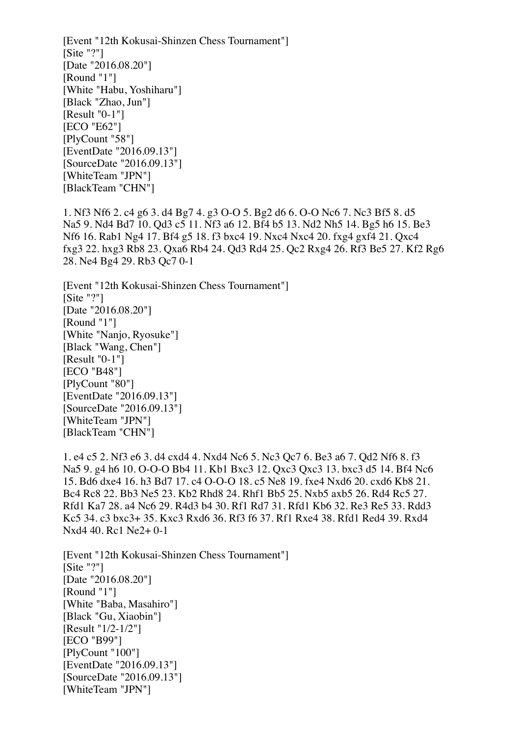[Event "12th Kokusai-Shinzen Chess Tournament"]
[Site "?"]
[Date "2016.08.20"]
[Round "1"]
[White "Habu, Yoshiharu"]
[Black "Zhao, Jun"]
[Result "0-1"]
[ECO "E62"]
[PlyCount "58"]
[EventDate "2016.09.13"]
[SourceDate "2016.09.13"]
[WhiteTeam "JPN"]
[BlackTeam "CHN"]

1. Nf3 Nf6 2. c4 g6 3. d4 Bg7 4. g3 O-O 5. Bg2 d6 6. O-O Nc6 7. Nc3 Bf5 8. d5 Na5 9. Nd4 Bd7 10. Qd3 c5 11. Nf3 a6 12. Bf4 b5 13. Nd2 Nh5 14. Bg5 h6 15. Be3 Nf6 16. Rab1 Ng4 17. Bf4 g5 18. f3 bxc4 19. Nxc4 Nxc4 20. fxg4 gxf4 21. Qxc4 fxg3 22. hxg3 Rb8 23. Qxa6 Rb4 24. Qd3 Rd4 25. Qc2 Rxg4 26. Rf3 Be5 27. Kf2 Rg6 28. Ne4 Bg4 29. Rb3 Qc7 0-1

[Event "12th Kokusai-Shinzen Chess Tournament"]
[Site "?"]
[Date "2016.08.20"]
[Round "1"]
[White "Nanjo, Ryosuke"]
[Black "Wang, Chen"]
[Result "0-1"]
[ECO "B48"]
[PlyCount "80"]
[EventDate "2016.09.13"]
[SourceDate "2016.09.13"]
[WhiteTeam "JPN"]
[BlackTeam "CHN"]

1. e4 c5 2. Nf3 e6 3. d4 cxd4 4. Nxd4 Nc6 5. Nc3 Qc7 6. Be3 a6 7. Qd2 Nf6 8. f3 Na5 9. g4 h6 10. O-O-O Bb4 11. Kb1 Bxc3 12. Qxc3 Qxc3 13. bxc3 d5 14. Bf4 Nc6 15. Bd6 dxe4 16. h3 Bd7 17. c4 O-O-O 18. c5 Ne8 19. fxe4 Nxd6 20. cxd6 Kb8 21. Bc4 Rc8 22. Bb3 Ne5 23. Kb2 Rhd8 24. Rhf1 Bb5 25. Nxb5 axb5 26. Rd4 Rc5 27. Rfd1 Ka7 28. a4 Nc6 29. R4d3 b4 30. Rf1 Rd7 31. Rfd1 Kb6 32. Re3 Re5 33. Rdd3 Kc5 34. c3 bxc3+ 35. Kxc3 Rxd6 36. Rf3 f6 37. Rf1 Rxe4 38. Rfd1 Red4 39. Rxd4 Nxd4 40. Rc1 Ne2+ 0-1

[Event "12th Kokusai-Shinzen Chess Tournament"]
[Site "?"]
[Date "2016.08.20"]
[Round "1"]
[White "Baba, Masahiro"]
[Black "Gu, Xiaobin"]
[Result "1/2-1/2"]
[ECO "B99"]
[PlyCount "100"]
[EventDate "2016.09.13"]
[SourceDate "2016.09.13"]
[WhiteTeam "JPN"]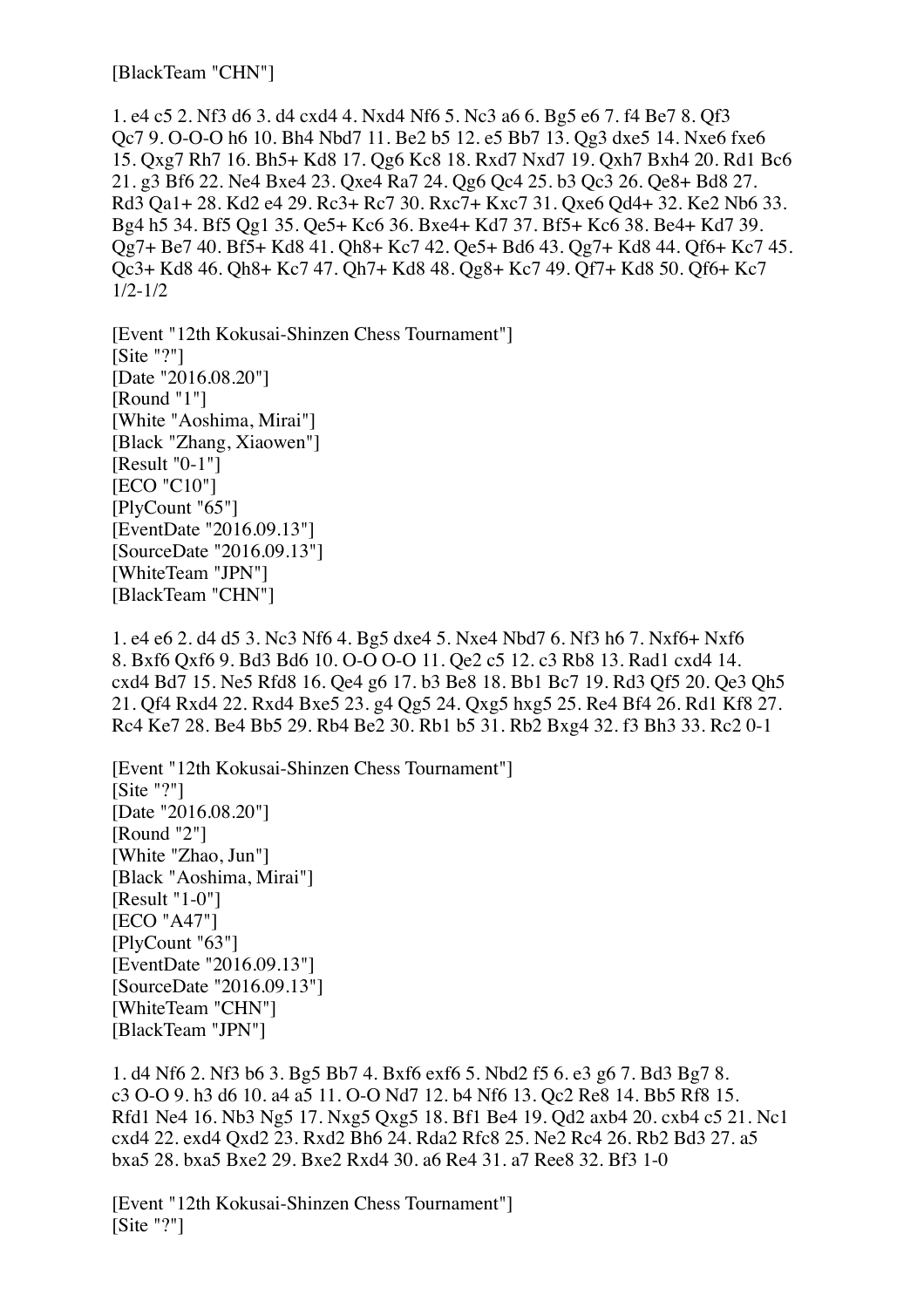[BlackTeam "CHN"]

1. e4 c5 2. Nf3 d6 3. d4 cxd4 4. Nxd4 Nf6 5. Nc3 a6 6. Bg5 e6 7. f4 Be7 8. Qf3 Qc7 9. O-O-O h6 10. Bh4 Nbd7 11. Be2 b5 12. e5 Bb7 13. Qg3 dxe5 14. Nxe6 fxe6 15. Qxg7 Rh7 16. Bh5+ Kd8 17. Qg6 Kc8 18. Rxd7 Nxd7 19. Qxh7 Bxh4 20. Rd1 Bc6 21. g3 Bf6 22. Ne4 Bxe4 23. Qxe4 Ra7 24. Qg6 Qc4 25. b3 Qc3 26. Qe8+ Bd8 27. Rd3 Qa1+ 28. Kd2 e4 29. Rc3+ Rc7 30. Rxc7+ Kxc7 31. Qxe6 Qd4+ 32. Ke2 Nb6 33. Bg4 h5 34. Bf5 Qg1 35. Qe5+ Kc6 36. Bxe4+ Kd7 37. Bf5+ Kc6 38. Be4+ Kd7 39. Qg7+ Be7 40. Bf5+ Kd8 41. Qh8+ Kc7 42. Qe5+ Bd6 43. Qg7+ Kd8 44. Qf6+ Kc7 45. Qc3+ Kd8 46. Qh8+ Kc7 47. Qh7+ Kd8 48. Qg8+ Kc7 49. Qf7+ Kd8 50. Qf6+ Kc7 1/2-1/2

[Event "12th Kokusai-Shinzen Chess Tournament"]
[Site "?"]
[Date "2016.08.20"]
[Round "1"]
[White "Aoshima, Mirai"]
[Black "Zhang, Xiaowen"]
[Result "0-1"]
[ECO "C10"]
[PlyCount "65"]
[EventDate "2016.09.13"]
[SourceDate "2016.09.13"]
[WhiteTeam "JPN"]
[BlackTeam "CHN"]

1. e4 e6 2. d4 d5 3. Nc3 Nf6 4. Bg5 dxe4 5. Nxe4 Nbd7 6. Nf3 h6 7. Nxf6+ Nxf6 8. Bxf6 Qxf6 9. Bd3 Bd6 10. O-O O-O 11. Qe2 c5 12. c3 Rb8 13. Rad1 cxd4 14. cxd4 Bd7 15. Ne5 Rfd8 16. Qe4 g6 17. b3 Be8 18. Bb1 Bc7 19. Rd3 Qf5 20. Qe3 Qh5 21. Qf4 Rxd4 22. Rxd4 Bxe5 23. g4 Qg5 24. Qxg5 hxg5 25. Re4 Bf4 26. Rd1 Kf8 27. Rc4 Ke7 28. Be4 Bb5 29. Rb4 Be2 30. Rb1 b5 31. Rb2 Bxg4 32. f3 Bh3 33. Rc2 0-1

[Event "12th Kokusai-Shinzen Chess Tournament"]
[Site "?"]
[Date "2016.08.20"]
[Round "2"]
[White "Zhao, Jun"]
[Black "Aoshima, Mirai"]
[Result "1-0"]
[ECO "A47"]
[PlyCount "63"]
[EventDate "2016.09.13"]
[SourceDate "2016.09.13"]
[WhiteTeam "CHN"]
[BlackTeam "JPN"]

1. d4 Nf6 2. Nf3 b6 3. Bg5 Bb7 4. Bxf6 exf6 5. Nbd2 f5 6. e3 g6 7. Bd3 Bg7 8. c3 O-O 9. h3 d6 10. a4 a5 11. O-O Nd7 12. b4 Nf6 13. Qc2 Re8 14. Bb5 Rf8 15. Rfd1 Ne4 16. Nb3 Ng5 17. Nxg5 Qxg5 18. Bf1 Be4 19. Qd2 axb4 20. cxb4 c5 21. Nc1 cxd4 22. exd4 Qxd2 23. Rxd2 Bh6 24. Rda2 Rfc8 25. Ne2 Rc4 26. Rb2 Bd3 27. a5 bxa5 28. bxa5 Bxe2 29. Bxe2 Rxd4 30. a6 Re4 31. a7 Ree8 32. Bf3 1-0

[Event "12th Kokusai-Shinzen Chess Tournament"]
[Site "?"]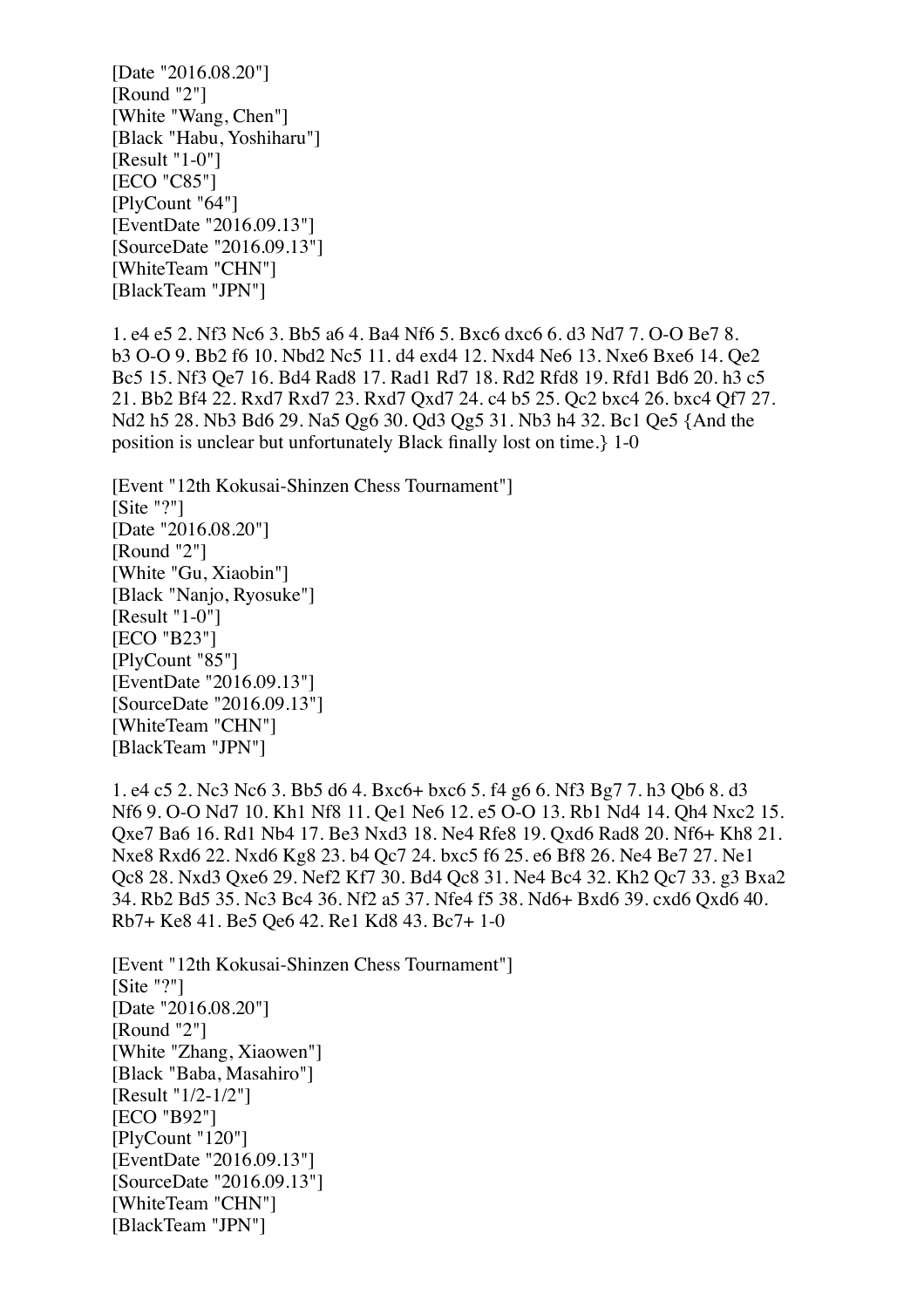[Date "2016.08.20"]
[Round "2"]
[White "Wang, Chen"]
[Black "Habu, Yoshiharu"]
[Result "1-0"]
[ECO "C85"]
[PlyCount "64"]
[EventDate "2016.09.13"]
[SourceDate "2016.09.13"]
[WhiteTeam "CHN"]
[BlackTeam "JPN"]

1. e4 e5 2. Nf3 Nc6 3. Bb5 a6 4. Ba4 Nf6 5. Bxc6 dxc6 6. d3 Nd7 7. O-O Be7 8. b3 O-O 9. Bb2 f6 10. Nbd2 Nc5 11. d4 exd4 12. Nxd4 Ne6 13. Nxe6 Bxe6 14. Qe2 Bc5 15. Nf3 Qe7 16. Bd4 Rad8 17. Rad1 Rd7 18. Rd2 Rfd8 19. Rfd1 Bd6 20. h3 c5 21. Bb2 Bf4 22. Rxd7 Rxd7 23. Rxd7 Qxd7 24. c4 b5 25. Qc2 bxc4 26. bxc4 Qf7 27. Nd2 h5 28. Nb3 Bd6 29. Na5 Qg6 30. Qd3 Qg5 31. Nb3 h4 32. Bc1 Qe5 {And the position is unclear but unfortunately Black finally lost on time.} 1-0

[Event "12th Kokusai-Shinzen Chess Tournament"]
[Site "?"]
[Date "2016.08.20"]
[Round "2"]
[White "Gu, Xiaobin"]
[Black "Nanjo, Ryosuke"]
[Result "1-0"]
[ECO "B23"]
[PlyCount "85"]
[EventDate "2016.09.13"]
[SourceDate "2016.09.13"]
[WhiteTeam "CHN"]
[BlackTeam "JPN"]

1. e4 c5 2. Nc3 Nc6 3. Bb5 d6 4. Bxc6+ bxc6 5. f4 g6 6. Nf3 Bg7 7. h3 Qb6 8. d3 Nf6 9. O-O Nd7 10. Kh1 Nf8 11. Qe1 Ne6 12. e5 O-O 13. Rb1 Nd4 14. Qh4 Nxc2 15. Qxe7 Ba6 16. Rd1 Nb4 17. Be3 Nxd3 18. Ne4 Rfe8 19. Qxd6 Rad8 20. Nf6+ Kh8 21. Nxe8 Rxd6 22. Nxd6 Kg8 23. b4 Qc7 24. bxc5 f6 25. e6 Bf8 26. Ne4 Be7 27. Ne1 Qc8 28. Nxd3 Qxe6 29. Nef2 Kf7 30. Bd4 Qc8 31. Ne4 Bc4 32. Kh2 Qc7 33. g3 Bxa2 34. Rb2 Bd5 35. Nc3 Bc4 36. Nf2 a5 37. Nfe4 f5 38. Nd6+ Bxd6 39. cxd6 Qxd6 40. Rb7+ Ke8 41. Be5 Qe6 42. Re1 Kd8 43. Bc7+ 1-0

[Event "12th Kokusai-Shinzen Chess Tournament"]
[Site "?"]
[Date "2016.08.20"]
[Round "2"]
[White "Zhang, Xiaowen"]
[Black "Baba, Masahiro"]
[Result "1/2-1/2"]
[ECO "B92"]
[PlyCount "120"]
[EventDate "2016.09.13"]
[SourceDate "2016.09.13"]
[WhiteTeam "CHN"]
[BlackTeam "JPN"]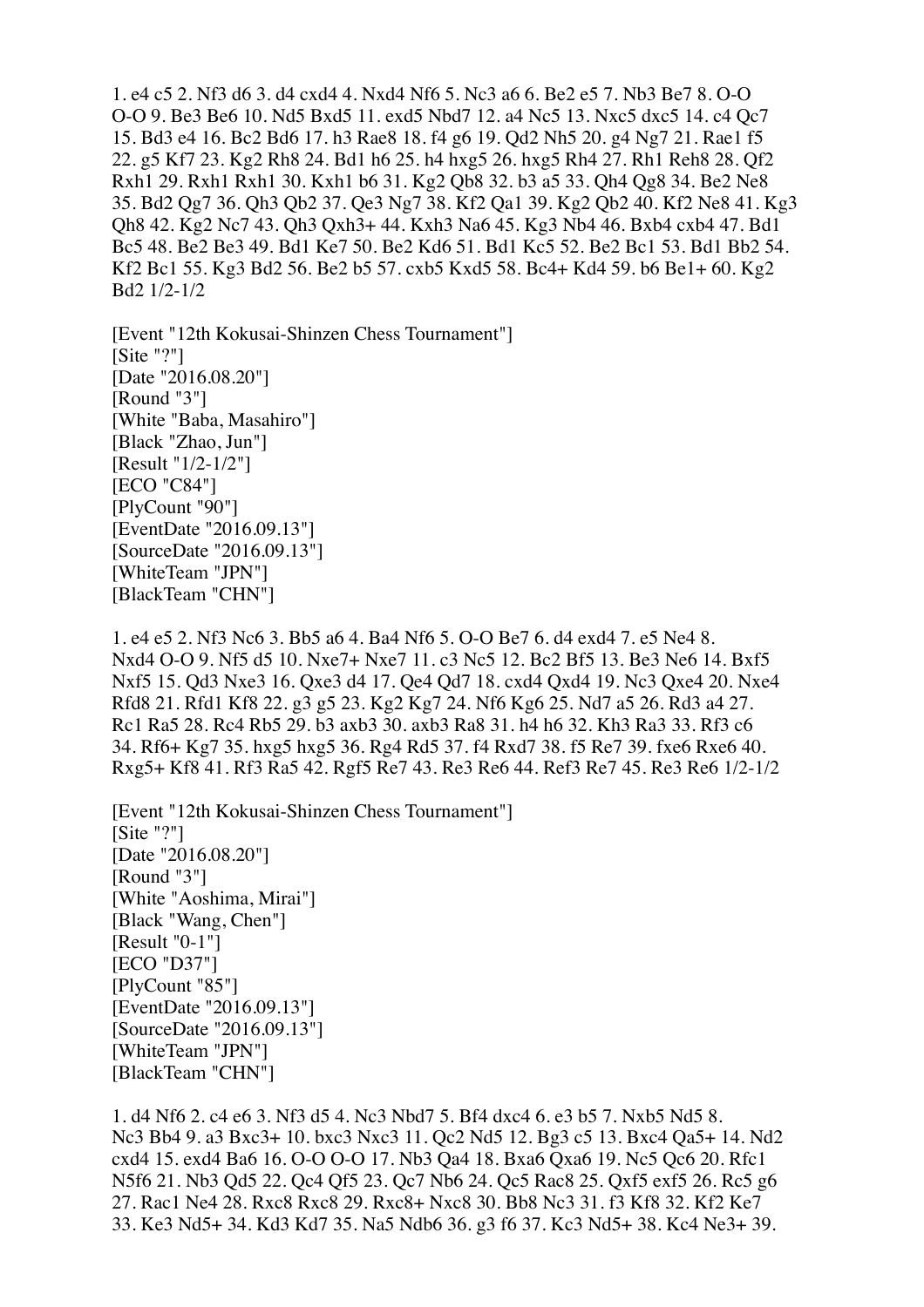1. e4 c5 2. Nf3 d6 3. d4 cxd4 4. Nxd4 Nf6 5. Nc3 a6 6. Be2 e5 7. Nb3 Be7 8. O-O O-O 9. Be3 Be6 10. Nd5 Bxd5 11. exd5 Nbd7 12. a4 Nc5 13. Nxc5 dxc5 14. c4 Qc7 15. Bd3 e4 16. Bc2 Bd6 17. h3 Rae8 18. f4 g6 19. Qd2 Nh5 20. g4 Ng7 21. Rae1 f5 22. g5 Kf7 23. Kg2 Rh8 24. Bd1 h6 25. h4 hxg5 26. hxg5 Rh4 27. Rh1 Reh8 28. Qf2 Rxh1 29. Rxh1 Rxh1 30. Kxh1 b6 31. Kg2 Qb8 32. b3 a5 33. Qh4 Qg8 34. Be2 Ne8 35. Bd2 Qg7 36. Qh3 Qb2 37. Qe3 Ng7 38. Kf2 Qa1 39. Kg2 Qb2 40. Kf2 Ne8 41. Kg3 Qh8 42. Kg2 Nc7 43. Qh3 Qxh3+ 44. Kxh3 Na6 45. Kg3 Nb4 46. Bxb4 cxb4 47. Bd1 Bc5 48. Be2 Be3 49. Bd1 Ke7 50. Be2 Kd6 51. Bd1 Kc5 52. Be2 Bc1 53. Bd1 Bb2 54. Kf2 Bc1 55. Kg3 Bd2 56. Be2 b5 57. cxb5 Kxd5 58. Bc4+ Kd4 59. b6 Be1+ 60. Kg2 Bd2 1/2-1/2

[Event "12th Kokusai-Shinzen Chess Tournament"]
[Site "?"]
[Date "2016.08.20"]
[Round "3"]
[White "Baba, Masahiro"]
[Black "Zhao, Jun"]
[Result "1/2-1/2"]
[ECO "C84"]
[PlyCount "90"]
[EventDate "2016.09.13"]
[SourceDate "2016.09.13"]
[WhiteTeam "JPN"]
[BlackTeam "CHN"]

1. e4 e5 2. Nf3 Nc6 3. Bb5 a6 4. Ba4 Nf6 5. O-O Be7 6. d4 exd4 7. e5 Ne4 8. Nxd4 O-O 9. Nf5 d5 10. Nxe7+ Nxe7 11. c3 Nc5 12. Bc2 Bf5 13. Be3 Ne6 14. Bxf5 Nxf5 15. Qd3 Nxe3 16. Qxe3 d4 17. Qe4 Qd7 18. cxd4 Qxd4 19. Nc3 Qxe4 20. Nxe4 Rfd8 21. Rfd1 Kf8 22. g3 g5 23. Kg2 Kg7 24. Nf6 Kg6 25. Nd7 a5 26. Rd3 a4 27. Rc1 Ra5 28. Rc4 Rb5 29. b3 axb3 30. axb3 Ra8 31. h4 h6 32. Kh3 Ra3 33. Rf3 c6 34. Rf6+ Kg7 35. hxg5 hxg5 36. Rg4 Rd5 37. f4 Rxd7 38. f5 Re7 39. fxe6 Rxe6 40. Rxg5+ Kf8 41. Rf3 Ra5 42. Rgf5 Re7 43. Re3 Re6 44. Ref3 Re7 45. Re3 Re6 1/2-1/2

[Event "12th Kokusai-Shinzen Chess Tournament"]
[Site "?"]
[Date "2016.08.20"]
[Round "3"]
[White "Aoshima, Mirai"]
[Black "Wang, Chen"]
[Result "0-1"]
[ECO "D37"]
[PlyCount "85"]
[EventDate "2016.09.13"]
[SourceDate "2016.09.13"]
[WhiteTeam "JPN"]
[BlackTeam "CHN"]

1. d4 Nf6 2. c4 e6 3. Nf3 d5 4. Nc3 Nbd7 5. Bf4 dxc4 6. e3 b5 7. Nxb5 Nd5 8. Nc3 Bb4 9. a3 Bxc3+ 10. bxc3 Nxc3 11. Qc2 Nd5 12. Bg3 c5 13. Bxc4 Qa5+ 14. Nd2 cxd4 15. exd4 Ba6 16. O-O O-O 17. Nb3 Qa4 18. Bxa6 Qxa6 19. Nc5 Qc6 20. Rfc1 N5f6 21. Nb3 Qd5 22. Qc4 Qf5 23. Qc7 Nb6 24. Qc5 Rac8 25. Qxf5 exf5 26. Rc5 g6 27. Rac1 Ne4 28. Rxc8 Rxc8 29. Rxc8+ Nxc8 30. Bb8 Nc3 31. f3 Kf8 32. Kf2 Ke7 33. Ke3 Nd5+ 34. Kd3 Kd7 35. Na5 Ndb6 36. g3 f6 37. Kc3 Nd5+ 38. Kc4 Ne3+ 39.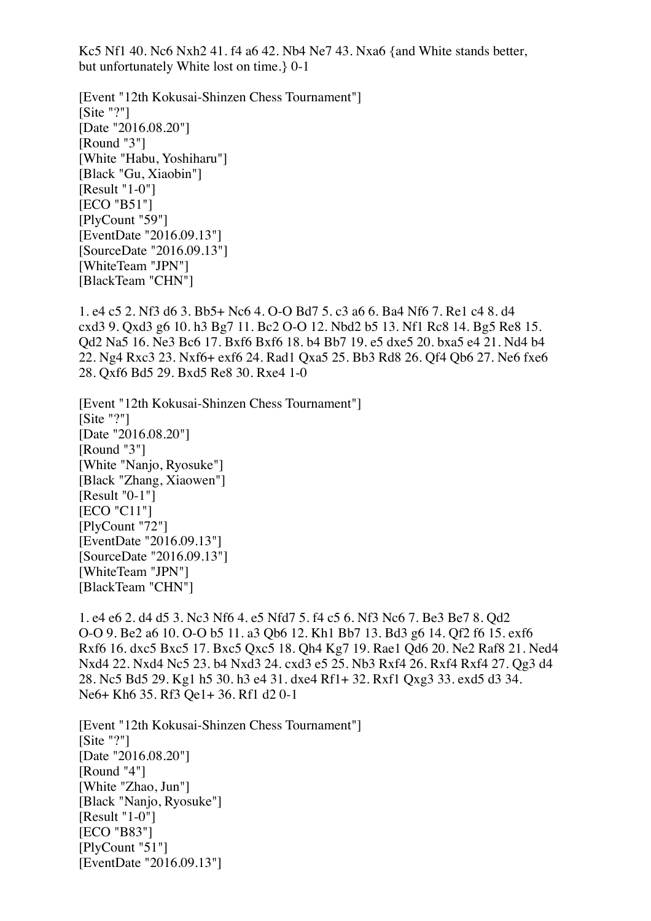Kc5 Nf1 40. Nc6 Nxh2 41. f4 a6 42. Nb4 Ne7 43. Nxa6 {and White stands better, but unfortunately White lost on time.} 0-1

[Event "12th Kokusai-Shinzen Chess Tournament"]
[Site "?"]
[Date "2016.08.20"]
[Round "3"]
[White "Habu, Yoshiharu"]
[Black "Gu, Xiaobin"]
[Result "1-0"]
[ECO "B51"]
[PlyCount "59"]
[EventDate "2016.09.13"]
[SourceDate "2016.09.13"]
[WhiteTeam "JPN"]
[BlackTeam "CHN"]

1. e4 c5 2. Nf3 d6 3. Bb5+ Nc6 4. O-O Bd7 5. c3 a6 6. Ba4 Nf6 7. Re1 c4 8. d4 cxd3 9. Qxd3 g6 10. h3 Bg7 11. Bc2 O-O 12. Nbd2 b5 13. Nf1 Rc8 14. Bg5 Re8 15. Qd2 Na5 16. Ne3 Bc6 17. Bxf6 Bxf6 18. b4 Bb7 19. e5 dxe5 20. bxa5 e4 21. Nd4 b4 22. Ng4 Rxc3 23. Nxf6+ exf6 24. Rad1 Qxa5 25. Bb3 Rd8 26. Qf4 Qb6 27. Ne6 fxe6 28. Qxf6 Bd5 29. Bxd5 Re8 30. Rxe4 1-0

[Event "12th Kokusai-Shinzen Chess Tournament"]
[Site "?"]
[Date "2016.08.20"]
[Round "3"]
[White "Nanjo, Ryosuke"]
[Black "Zhang, Xiaowen"]
[Result "0-1"]
[ECO "C11"]
[PlyCount "72"]
[EventDate "2016.09.13"]
[SourceDate "2016.09.13"]
[WhiteTeam "JPN"]
[BlackTeam "CHN"]

1. e4 e6 2. d4 d5 3. Nc3 Nf6 4. e5 Nfd7 5. f4 c5 6. Nf3 Nc6 7. Be3 Be7 8. Qd2 O-O 9. Be2 a6 10. O-O b5 11. a3 Qb6 12. Kh1 Bb7 13. Bd3 g6 14. Qf2 f6 15. exf6 Rxf6 16. dxc5 Bxc5 17. Bxc5 Qxc5 18. Qh4 Kg7 19. Rae1 Qd6 20. Ne2 Raf8 21. Ned4 Nxd4 22. Nxd4 Nc5 23. b4 Nxd3 24. cxd3 e5 25. Nb3 Rxf4 26. Rxf4 Rxf4 27. Qg3 d4 28. Nc5 Bd5 29. Kg1 h5 30. h3 e4 31. dxe4 Rf1+ 32. Rxf1 Qxg3 33. exd5 d3 34. Ne6+ Kh6 35. Rf3 Qe1+ 36. Rf1 d2 0-1

[Event "12th Kokusai-Shinzen Chess Tournament"]
[Site "?"]
[Date "2016.08.20"]
[Round "4"]
[White "Zhao, Jun"]
[Black "Nanjo, Ryosuke"]
[Result "1-0"]
[ECO "B83"]
[PlyCount "51"]
[EventDate "2016.09.13"]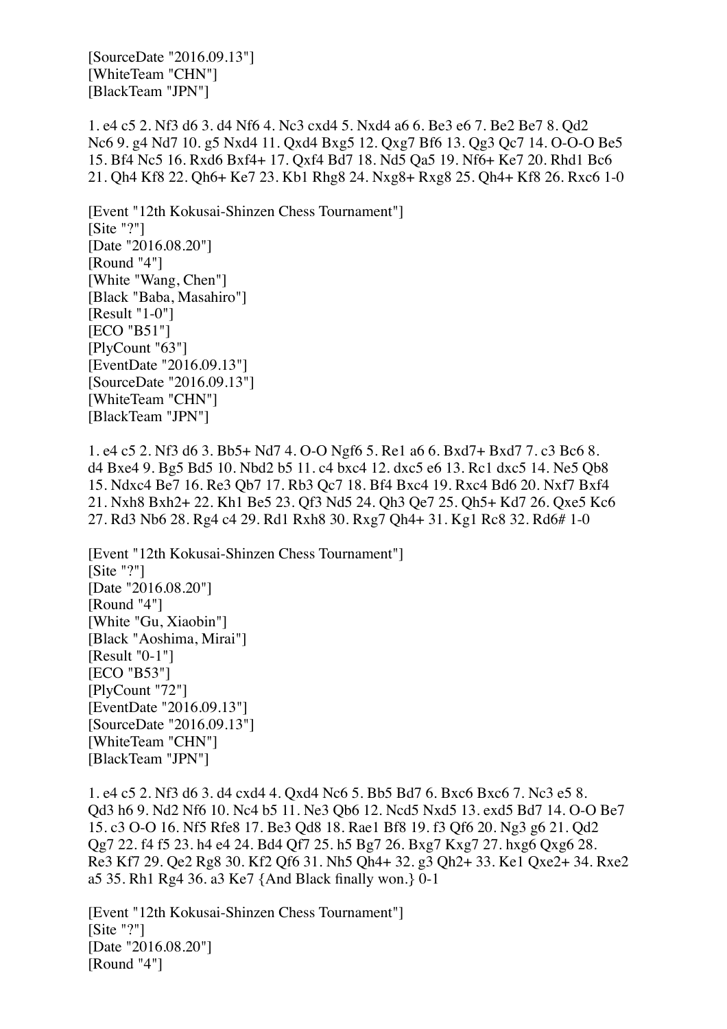[SourceDate "2016.09.13"]
[WhiteTeam "CHN"]
[BlackTeam "JPN"]

1. e4 c5 2. Nf3 d6 3. d4 Nf6 4. Nc3 cxd4 5. Nxd4 a6 6. Be3 e6 7. Be2 Be7 8. Qd2 Nc6 9. g4 Nd7 10. g5 Nxd4 11. Qxd4 Bxg5 12. Qxg7 Bf6 13. Qg3 Qc7 14. O-O-O Be5 15. Bf4 Nc5 16. Rxd6 Bxf4+ 17. Qxf4 Bd7 18. Nd5 Qa5 19. Nf6+ Ke7 20. Rhd1 Bc6 21. Qh4 Kf8 22. Qh6+ Ke7 23. Kb1 Rhg8 24. Nxg8+ Rxg8 25. Qh4+ Kf8 26. Rxc6 1-0

[Event "12th Kokusai-Shinzen Chess Tournament"]
[Site "?"]
[Date "2016.08.20"]
[Round "4"]
[White "Wang, Chen"]
[Black "Baba, Masahiro"]
[Result "1-0"]
[ECO "B51"]
[PlyCount "63"]
[EventDate "2016.09.13"]
[SourceDate "2016.09.13"]
[WhiteTeam "CHN"]
[BlackTeam "JPN"]

1. e4 c5 2. Nf3 d6 3. Bb5+ Nd7 4. O-O Ngf6 5. Re1 a6 6. Bxd7+ Bxd7 7. c3 Bc6 8. d4 Bxe4 9. Bg5 Bd5 10. Nbd2 b5 11. c4 bxc4 12. dxc5 e6 13. Rc1 dxc5 14. Ne5 Qb8 15. Ndxc4 Be7 16. Re3 Qb7 17. Rb3 Qc7 18. Bf4 Bxc4 19. Rxc4 Bd6 20. Nxf7 Bxf4 21. Nxh8 Bxh2+ 22. Kh1 Be5 23. Qf3 Nd5 24. Qh3 Qe7 25. Qh5+ Kd7 26. Qxe5 Kc6 27. Rd3 Nb6 28. Rg4 c4 29. Rd1 Rxh8 30. Rxg7 Qh4+ 31. Kg1 Rc8 32. Rd6# 1-0

[Event "12th Kokusai-Shinzen Chess Tournament"]
[Site "?"]
[Date "2016.08.20"]
[Round "4"]
[White "Gu, Xiaobin"]
[Black "Aoshima, Mirai"]
[Result "0-1"]
[ECO "B53"]
[PlyCount "72"]
[EventDate "2016.09.13"]
[SourceDate "2016.09.13"]
[WhiteTeam "CHN"]
[BlackTeam "JPN"]

1. e4 c5 2. Nf3 d6 3. d4 cxd4 4. Qxd4 Nc6 5. Bb5 Bd7 6. Bxc6 Bxc6 7. Nc3 e5 8. Qd3 h6 9. Nd2 Nf6 10. Nc4 b5 11. Ne3 Qb6 12. Ncd5 Nxd5 13. exd5 Bd7 14. O-O Be7 15. c3 O-O 16. Nf5 Rfe8 17. Be3 Qd8 18. Rae1 Bf8 19. f3 Qf6 20. Ng3 g6 21. Qd2 Qg7 22. f4 f5 23. h4 e4 24. Bd4 Qf7 25. h5 Bg7 26. Bxg7 Kxg7 27. hxg6 Qxg6 28. Re3 Kf7 29. Qe2 Rg8 30. Kf2 Qf6 31. Nh5 Qh4+ 32. g3 Qh2+ 33. Ke1 Qxe2+ 34. Rxe2 a5 35. Rh1 Rg4 36. a3 Ke7 {And Black finally won.} 0-1

[Event "12th Kokusai-Shinzen Chess Tournament"]
[Site "?"]
[Date "2016.08.20"]
[Round "4"]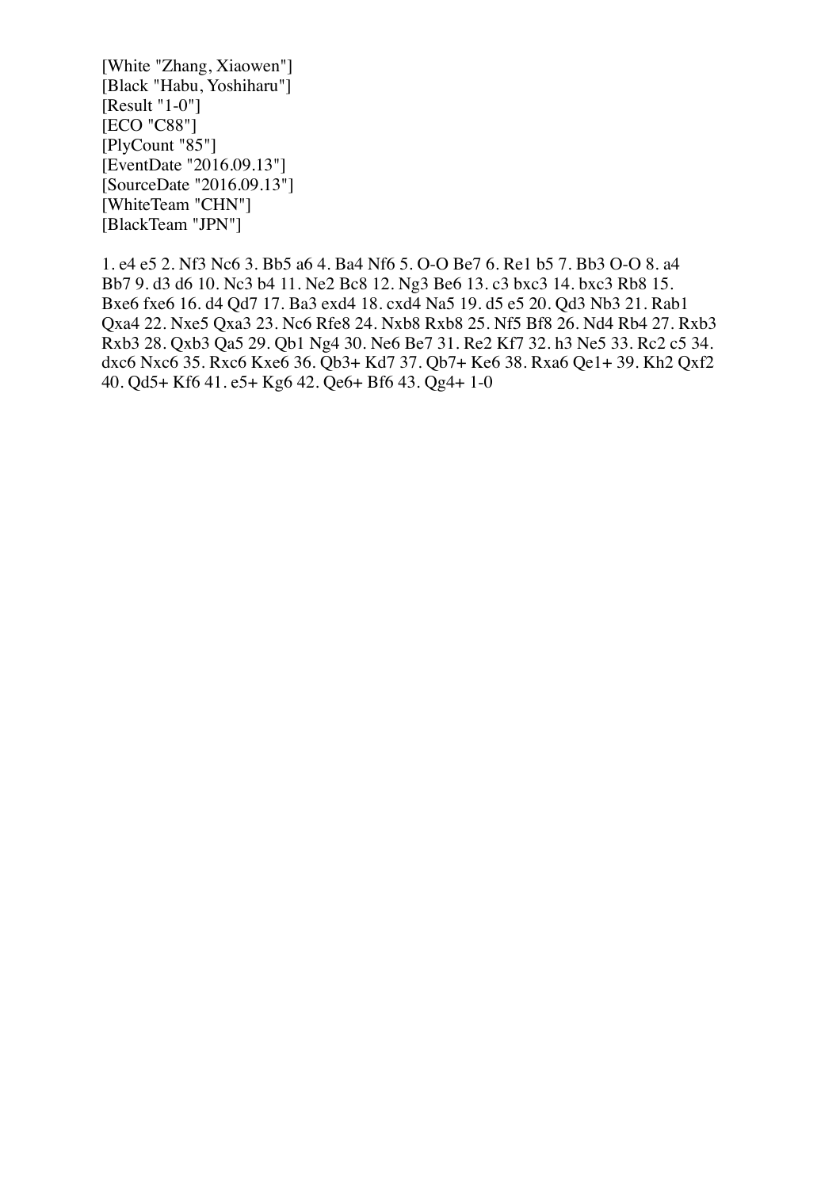[White "Zhang, Xiaowen"]
[Black "Habu, Yoshiharu"]
[Result "1-0"]
[ECO "C88"]
[PlyCount "85"]
[EventDate "2016.09.13"]
[SourceDate "2016.09.13"]
[WhiteTeam "CHN"]
[BlackTeam "JPN"]

1. e4 e5 2. Nf3 Nc6 3. Bb5 a6 4. Ba4 Nf6 5. O-O Be7 6. Re1 b5 7. Bb3 O-O 8. a4 Bb7 9. d3 d6 10. Nc3 b4 11. Ne2 Bc8 12. Ng3 Be6 13. c3 bxc3 14. bxc3 Rb8 15. Bxe6 fxe6 16. d4 Qd7 17. Ba3 exd4 18. cxd4 Na5 19. d5 e5 20. Qd3 Nb3 21. Rab1 Qxa4 22. Nxe5 Qxa3 23. Nc6 Rfe8 24. Nxb8 Rxb8 25. Nf5 Bf8 26. Nd4 Rb4 27. Rxb3 Rxb3 28. Qxb3 Qa5 29. Qb1 Ng4 30. Ne6 Be7 31. Re2 Kf7 32. h3 Ne5 33. Rc2 c5 34. dxc6 Nxc6 35. Rxc6 Kxe6 36. Qb3+ Kd7 37. Qb7+ Ke6 38. Rxa6 Qe1+ 39. Kh2 Qxf2 40. Qd5+ Kf6 41. e5+ Kg6 42. Qe6+ Bf6 43. Qg4+ 1-0